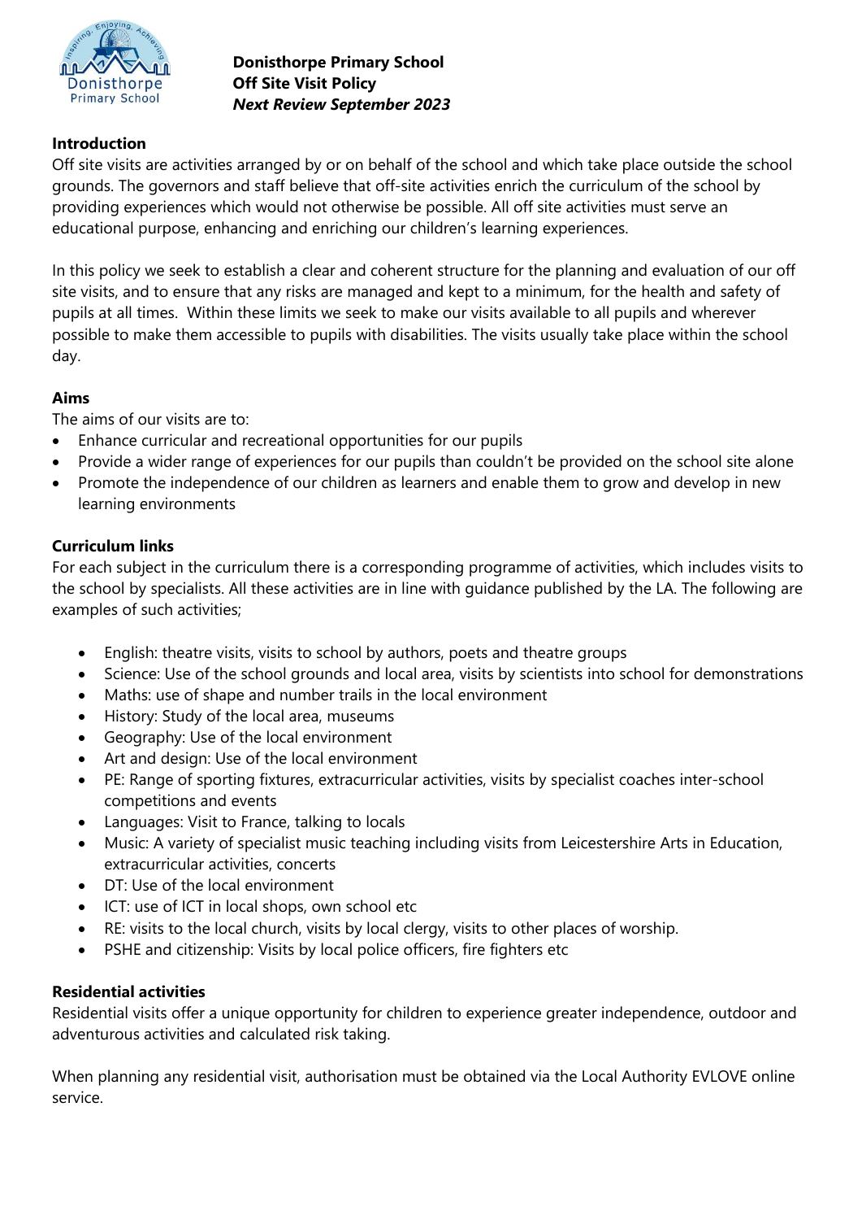**Donisthorpe Primary School**
**Off Site Visit Policy**
***Next Review September 2023***

**Introduction**

Off site visits are activities arranged by or on behalf of the school and which take place outside the school grounds. The governors and staff believe that off-site activities enrich the curriculum of the school by providing experiences which would not otherwise be possible. All off site activities must serve an educational purpose, enhancing and enriching our children's learning experiences.

In this policy we seek to establish a clear and coherent structure for the planning and evaluation of our off site visits, and to ensure that any risks are managed and kept to a minimum, for the health and safety of pupils at all times. Within these limits we seek to make our visits available to all pupils and wherever possible to make them accessible to pupils with disabilities. The visits usually take place within the school day.

**Aims**

The aims of our visits are to:

- Enhance curricular and recreational opportunities for our pupils
- Provide a wider range of experiences for our pupils than couldn't be provided on the school site alone
- Promote the independence of our children as learners and enable them to grow and develop in new learning environments

**Curriculum links**

For each subject in the curriculum there is a corresponding programme of activities, which includes visits to the school by specialists. All these activities are in line with guidance published by the LA. The following are examples of such activities;

- English: theatre visits, visits to school by authors, poets and theatre groups
- Science: Use of the school grounds and local area, visits by scientists into school for demonstrations
- Maths: use of shape and number trails in the local environment
- History: Study of the local area, museums
- Geography: Use of the local environment
- Art and design: Use of the local environment
- PE: Range of sporting fixtures, extracurricular activities, visits by specialist coaches inter-school competitions and events
- Languages: Visit to France, talking to locals
- Music: A variety of specialist music teaching including visits from Leicestershire Arts in Education, extracurricular activities, concerts
- DT: Use of the local environment
- ICT: use of ICT in local shops, own school etc
- RE: visits to the local church, visits by local clergy, visits to other places of worship.
- PSHE and citizenship: Visits by local police officers, fire fighters etc

**Residential activities**

Residential visits offer a unique opportunity for children to experience greater independence, outdoor and adventurous activities and calculated risk taking.

When planning any residential visit, authorisation must be obtained via the Local Authority EVLOVE online service.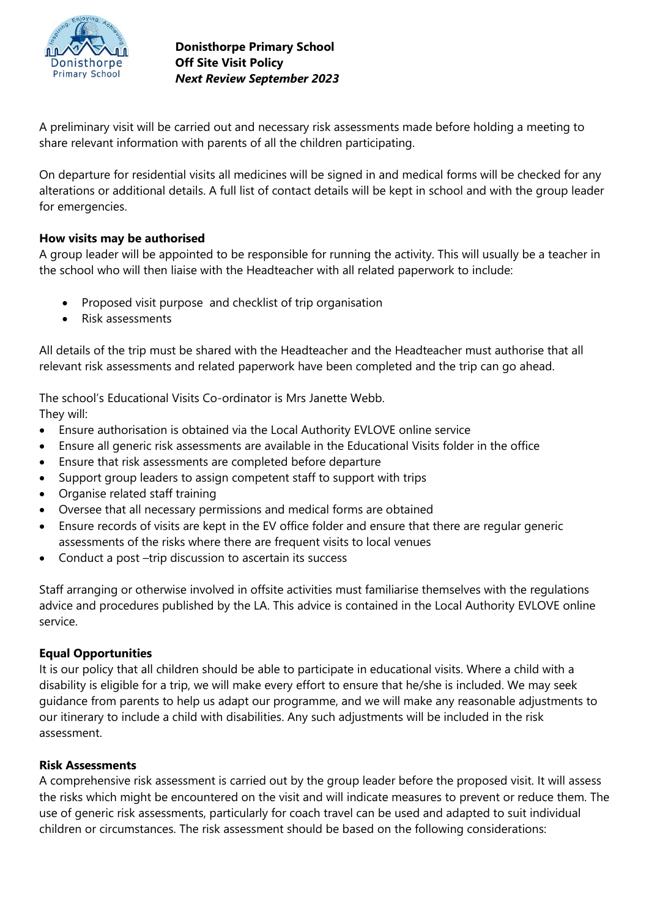A preliminary visit will be carried out and necessary risk assessments made before holding a meeting to share relevant information with parents of all the children participating.

On departure for residential visits all medicines will be signed in and medical forms will be checked for any alterations or additional details. A full list of contact details will be kept in school and with the group leader for emergencies.

**How visits may be authorised**

A group leader will be appointed to be responsible for running the activity. This will usually be a teacher in the school who will then liaise with the Headteacher with all related paperwork to include:

- Proposed visit purpose and checklist of trip organisation
- Risk assessments

All details of the trip must be shared with the Headteacher and the Headteacher must authorise that all relevant risk assessments and related paperwork have been completed and the trip can go ahead.

The school's Educational Visits Co-ordinator is Mrs Janette Webb.
They will:

- Ensure authorisation is obtained via the Local Authority EVLOVE online service
- Ensure all generic risk assessments are available in the Educational Visits folder in the office
- Ensure that risk assessments are completed before departure
- Support group leaders to assign competent staff to support with trips
- Organise related staff training
- Oversee that all necessary permissions and medical forms are obtained
- Ensure records of visits are kept in the EV office folder and ensure that there are regular generic assessments of the risks where there are frequent visits to local venues
- Conduct a post –trip discussion to ascertain its success

Staff arranging or otherwise involved in offsite activities must familiarise themselves with the regulations advice and procedures published by the LA. This advice is contained in the Local Authority EVLOVE online service.

**Equal Opportunities**

It is our policy that all children should be able to participate in educational visits. Where a child with a disability is eligible for a trip, we will make every effort to ensure that he/she is included. We may seek guidance from parents to help us adapt our programme, and we will make any reasonable adjustments to our itinerary to include a child with disabilities. Any such adjustments will be included in the risk assessment.

**Risk Assessments**

A comprehensive risk assessment is carried out by the group leader before the proposed visit. It will assess the risks which might be encountered on the visit and will indicate measures to prevent or reduce them. The use of generic risk assessments, particularly for coach travel can be used and adapted to suit individual children or circumstances. The risk assessment should be based on the following considerations: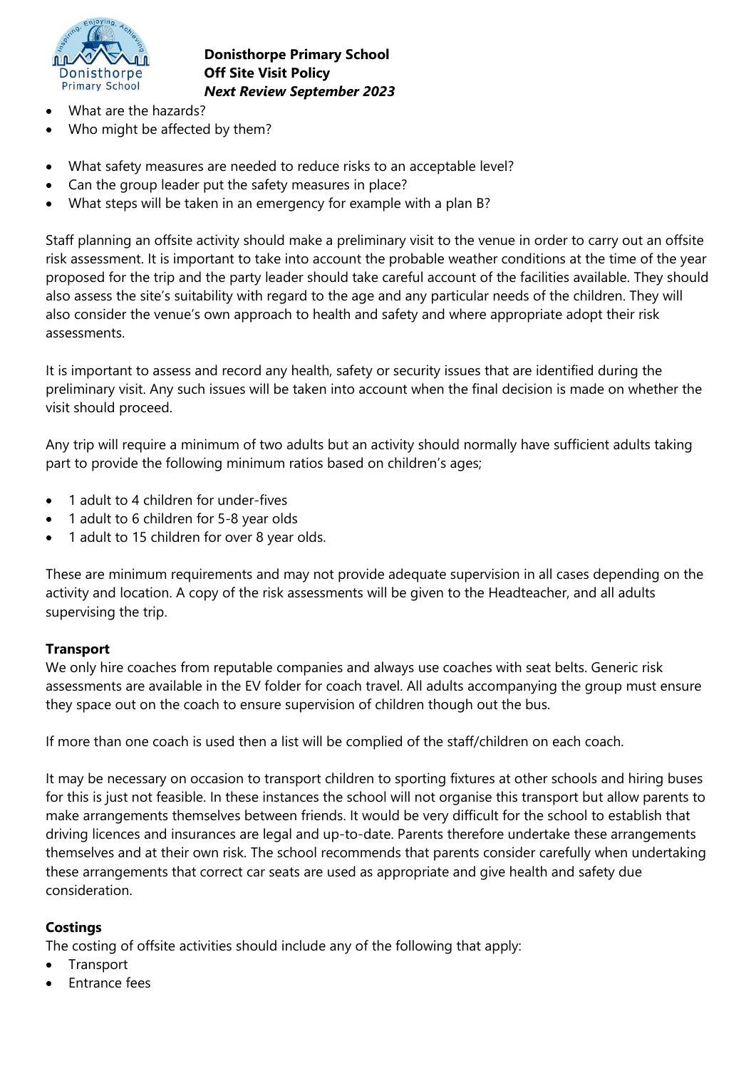- What are the hazards?
- Who might be affected by them?

- What safety measures are needed to reduce risks to an acceptable level?
- Can the group leader put the safety measures in place?
- What steps will be taken in an emergency for example with a plan B?

Staff planning an offsite activity should make a preliminary visit to the venue in order to carry out an offsite risk assessment. It is important to take into account the probable weather conditions at the time of the year proposed for the trip and the party leader should take careful account of the facilities available. They should also assess the site's suitability with regard to the age and any particular needs of the children. They will also consider the venue's own approach to health and safety and where appropriate adopt their risk assessments.

It is important to assess and record any health, safety or security issues that are identified during the preliminary visit. Any such issues will be taken into account when the final decision is made on whether the visit should proceed.

Any trip will require a minimum of two adults but an activity should normally have sufficient adults taking part to provide the following minimum ratios based on children's ages;

- 1 adult to 4 children for under-fives
- 1 adult to 6 children for 5-8 year olds
- 1 adult to 15 children for over 8 year olds.

These are minimum requirements and may not provide adequate supervision in all cases depending on the activity and location. A copy of the risk assessments will be given to the Headteacher, and all adults supervising the trip.

**Transport**

We only hire coaches from reputable companies and always use coaches with seat belts. Generic risk assessments are available in the EV folder for coach travel. All adults accompanying the group must ensure they space out on the coach to ensure supervision of children though out the bus.

If more than one coach is used then a list will be complied of the staff/children on each coach.

It may be necessary on occasion to transport children to sporting fixtures at other schools and hiring buses for this is just not feasible. In these instances the school will not organise this transport but allow parents to make arrangements themselves between friends. It would be very difficult for the school to establish that driving licences and insurances are legal and up-to-date. Parents therefore undertake these arrangements themselves and at their own risk. The school recommends that parents consider carefully when undertaking these arrangements that correct car seats are used as appropriate and give health and safety due consideration.

**Costings**

The costing of offsite activities should include any of the following that apply:

- Transport
- Entrance fees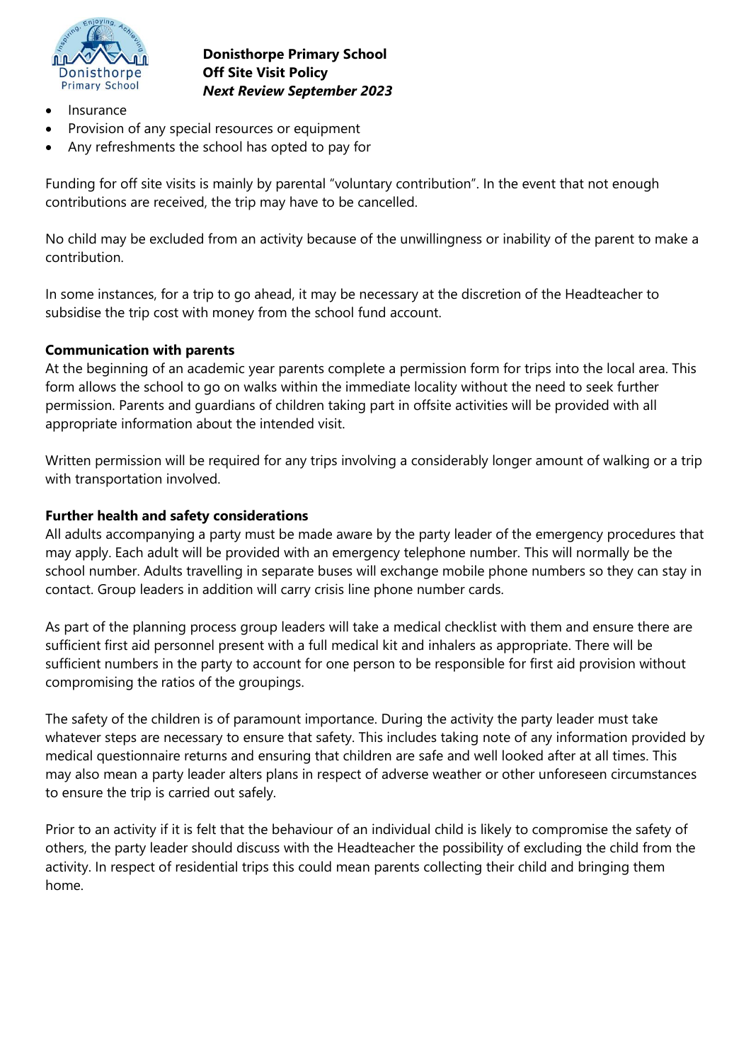- Insurance
- Provision of any special resources or equipment
- Any refreshments the school has opted to pay for

Funding for off site visits is mainly by parental "voluntary contribution". In the event that not enough contributions are received, the trip may have to be cancelled.

No child may be excluded from an activity because of the unwillingness or inability of the parent to make a contribution.

In some instances, for a trip to go ahead, it may be necessary at the discretion of the Headteacher to subsidise the trip cost with money from the school fund account.

**Communication with parents**

At the beginning of an academic year parents complete a permission form for trips into the local area. This form allows the school to go on walks within the immediate locality without the need to seek further permission. Parents and guardians of children taking part in offsite activities will be provided with all appropriate information about the intended visit.

Written permission will be required for any trips involving a considerably longer amount of walking or a trip with transportation involved.

**Further health and safety considerations**

All adults accompanying a party must be made aware by the party leader of the emergency procedures that may apply. Each adult will be provided with an emergency telephone number. This will normally be the school number. Adults travelling in separate buses will exchange mobile phone numbers so they can stay in contact. Group leaders in addition will carry crisis line phone number cards.

As part of the planning process group leaders will take a medical checklist with them and ensure there are sufficient first aid personnel present with a full medical kit and inhalers as appropriate. There will be sufficient numbers in the party to account for one person to be responsible for first aid provision without compromising the ratios of the groupings.

The safety of the children is of paramount importance. During the activity the party leader must take whatever steps are necessary to ensure that safety. This includes taking note of any information provided by medical questionnaire returns and ensuring that children are safe and well looked after at all times. This may also mean a party leader alters plans in respect of adverse weather or other unforeseen circumstances to ensure the trip is carried out safely.

Prior to an activity if it is felt that the behaviour of an individual child is likely to compromise the safety of others, the party leader should discuss with the Headteacher the possibility of excluding the child from the activity. In respect of residential trips this could mean parents collecting their child and bringing them home.